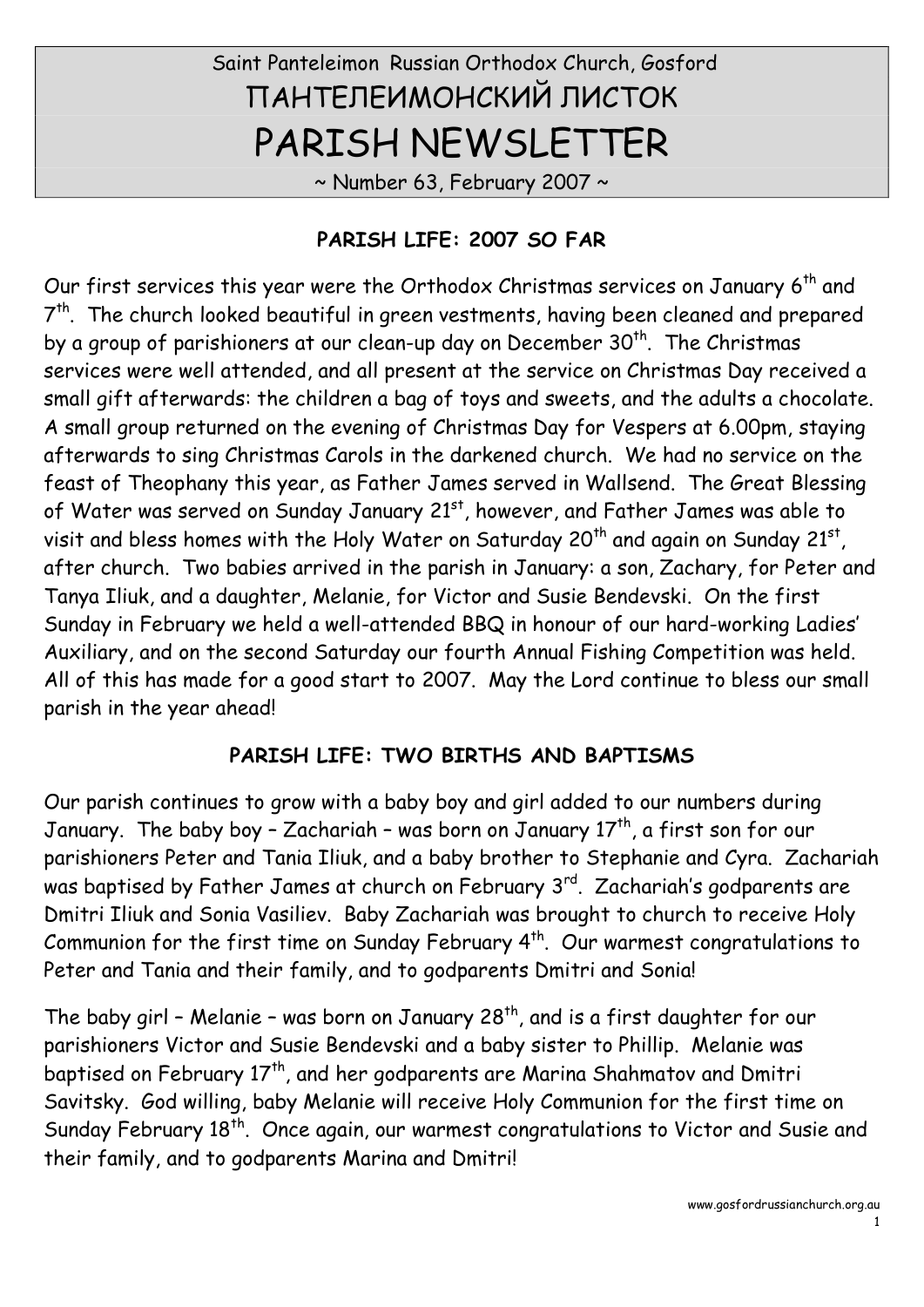Saint Panteleimon Russian Orthodox Church, Gosford

ПАНТЕЛЕИМОНСКИЙ ЛИСТОК

# PARISH NEWSLETTER

~ Number 63, February 2007 ~

## PARISH LIFE: 2007 SO FAR

Our first services this year were the Orthodox Christmas services on January 6th and 7th. The church looked beautiful in green vestments, having been cleaned and prepared by a group of parishioners at our clean-up day on December 30th. The Christmas services were well attended, and all present at the service on Christmas Day received a small gift afterwards: the children a bag of toys and sweets, and the adults a chocolate. A small group returned on the evening of Christmas Day for Vespers at 6.00pm, staying afterwards to sing Christmas Carols in the darkened church. We had no service on the feast of Theophany this year, as Father James served in Wallsend. The Great Blessing of Water was served on Sunday January 21st, however, and Father James was able to visit and bless homes with the Holy Water on Saturday 20th and again on Sunday 21st, after church. Two babies arrived in the parish in January: a son, Zachary, for Peter and Tanya Iliuk, and a daughter, Melanie, for Victor and Susie Bendevski. On the first Sunday in February we held a well-attended BBQ in honour of our hard-working Ladies' Auxiliary, and on the second Saturday our fourth Annual Fishing Competition was held. All of this has made for a good start to 2007. May the Lord continue to bless our small parish in the year ahead!

## PARISH LIFE: TWO BIRTHS AND BAPTISMS

Our parish continues to grow with a baby boy and girl added to our numbers during January. The baby boy – Zachariah – was born on January 17th, a first son for our parishioners Peter and Tania Iliuk, and a baby brother to Stephanie and Cyra. Zachariah was baptised by Father James at church on February 3rd. Zachariah's godparents are Dmitri Iliuk and Sonia Vasiliev. Baby Zachariah was brought to church to receive Holy Communion for the first time on Sunday February 4th. Our warmest congratulations to Peter and Tania and their family, and to godparents Dmitri and Sonia!

The baby girl – Melanie – was born on January 28th, and is a first daughter for our parishioners Victor and Susie Bendevski and a baby sister to Phillip. Melanie was baptised on February 17th, and her godparents are Marina Shahmatov and Dmitri Savitsky. God willing, baby Melanie will receive Holy Communion for the first time on Sunday February 18th. Once again, our warmest congratulations to Victor and Susie and their family, and to godparents Marina and Dmitri!

www.gosfordrussianchurch.org.au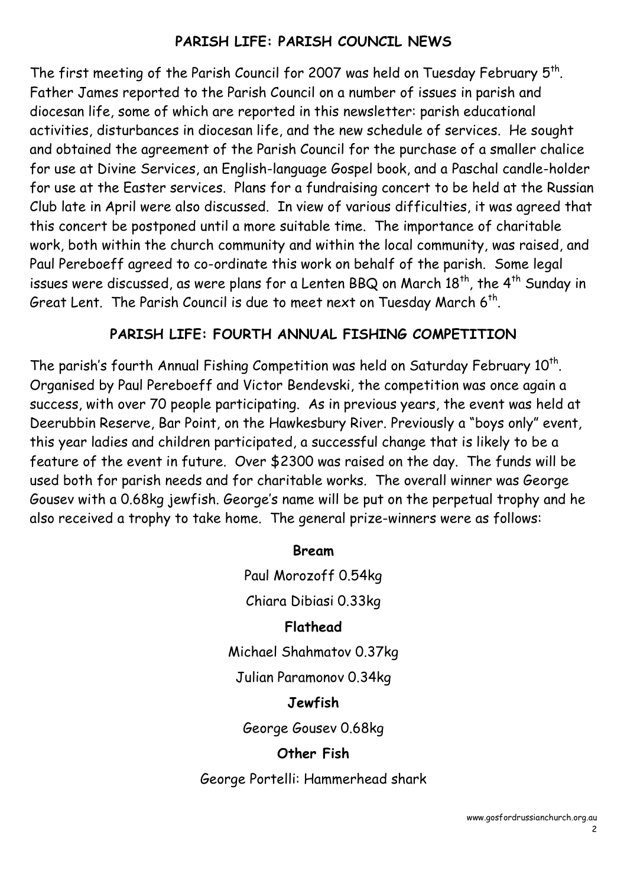## PARISH LIFE: PARISH COUNCIL NEWS

The first meeting of the Parish Council for 2007 was held on Tuesday February 5th. Father James reported to the Parish Council on a number of issues in parish and diocesan life, some of which are reported in this newsletter: parish educational activities, disturbances in diocesan life, and the new schedule of services. He sought and obtained the agreement of the Parish Council for the purchase of a smaller chalice for use at Divine Services, an English-language Gospel book, and a Paschal candle-holder for use at the Easter services. Plans for a fundraising concert to be held at the Russian Club late in April were also discussed. In view of various difficulties, it was agreed that this concert be postponed until a more suitable time. The importance of charitable work, both within the church community and within the local community, was raised, and Paul Pereboeff agreed to co-ordinate this work on behalf of the parish. Some legal issues were discussed, as were plans for a Lenten BBQ on March 18th, the 4th Sunday in Great Lent. The Parish Council is due to meet next on Tuesday March 6th.

## PARISH LIFE: FOURTH ANNUAL FISHING COMPETITION

The parish's fourth Annual Fishing Competition was held on Saturday February 10th. Organised by Paul Pereboeff and Victor Bendevski, the competition was once again a success, with over 70 people participating. As in previous years, the event was held at Deerubbin Reserve, Bar Point, on the Hawkesbury River. Previously a "boys only" event, this year ladies and children participated, a successful change that is likely to be a feature of the event in future. Over $2300 was raised on the day. The funds will be used both for parish needs and for charitable works. The overall winner was George Gousev with a 0.68kg jewfish. George's name will be put on the perpetual trophy and he also received a trophy to take home. The general prize-winners were as follows:

**Bream**

Paul Morozoff 0.54kg

Chiara Dibiasi 0.33kg

**Flathead**

Michael Shahmatov 0.37kg

Julian Paramonov 0.34kg

**Jewfish**

George Gousev 0.68kg

**Other Fish**

George Portelli: Hammerhead shark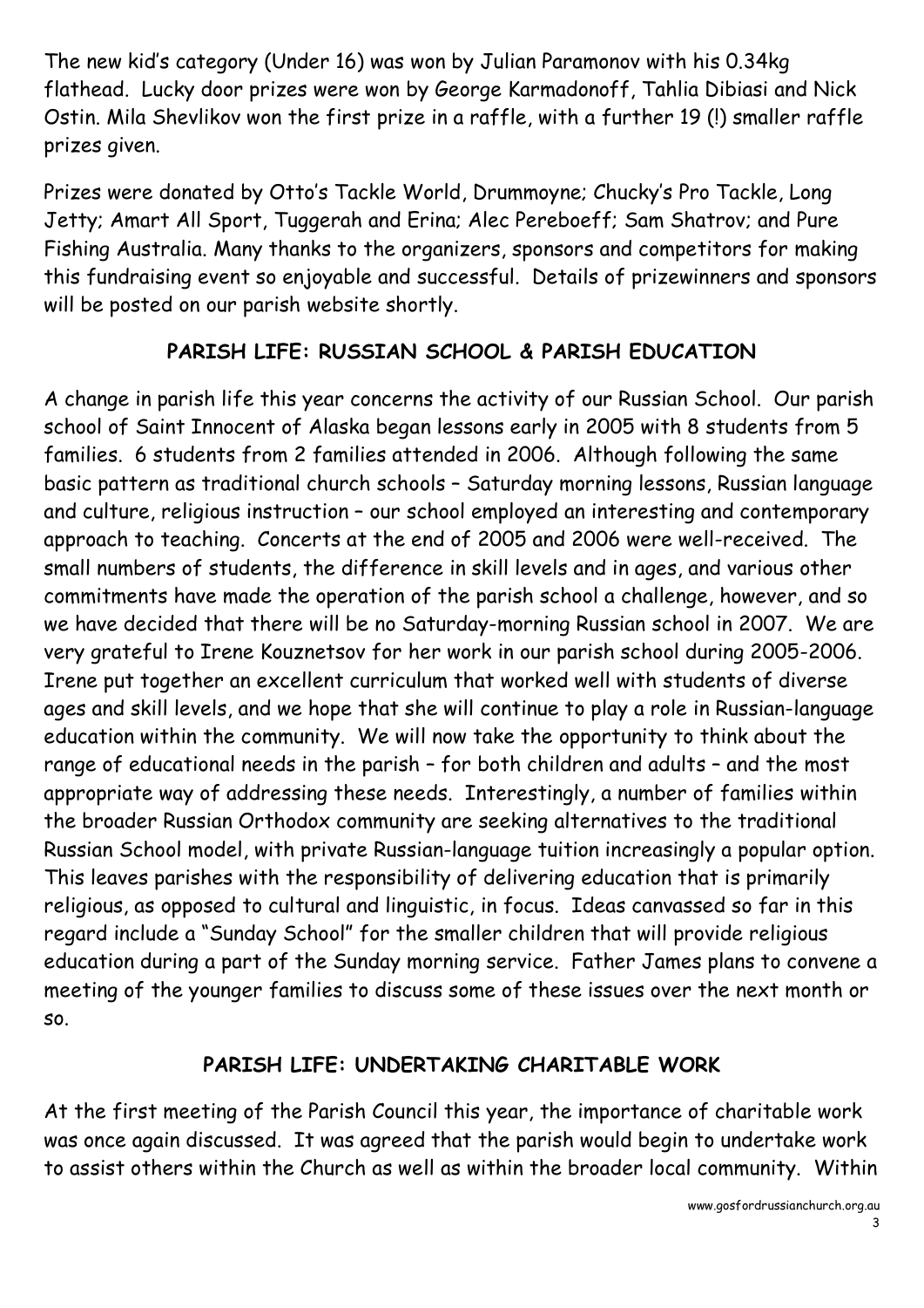The new kid's category (Under 16) was won by Julian Paramonov with his 0.34kg flathead. Lucky door prizes were won by George Karmadonoff, Tahlia Dibiasi and Nick Ostin. Mila Shevlikov won the first prize in a raffle, with a further 19 (!) smaller raffle prizes given.

Prizes were donated by Otto's Tackle World, Drummoyne; Chucky's Pro Tackle, Long Jetty; Amart All Sport, Tuggerah and Erina; Alec Pereboeff; Sam Shatrov; and Pure Fishing Australia. Many thanks to the organizers, sponsors and competitors for making this fundraising event so enjoyable and successful. Details of prizewinners and sponsors will be posted on our parish website shortly.

## PARISH LIFE: RUSSIAN SCHOOL & PARISH EDUCATION

A change in parish life this year concerns the activity of our Russian School. Our parish school of Saint Innocent of Alaska began lessons early in 2005 with 8 students from 5 families. 6 students from 2 families attended in 2006. Although following the same basic pattern as traditional church schools – Saturday morning lessons, Russian language and culture, religious instruction – our school employed an interesting and contemporary approach to teaching. Concerts at the end of 2005 and 2006 were well-received. The small numbers of students, the difference in skill levels and in ages, and various other commitments have made the operation of the parish school a challenge, however, and so we have decided that there will be no Saturday-morning Russian school in 2007. We are very grateful to Irene Kouznetsov for her work in our parish school during 2005-2006. Irene put together an excellent curriculum that worked well with students of diverse ages and skill levels, and we hope that she will continue to play a role in Russian-language education within the community. We will now take the opportunity to think about the range of educational needs in the parish – for both children and adults – and the most appropriate way of addressing these needs. Interestingly, a number of families within the broader Russian Orthodox community are seeking alternatives to the traditional Russian School model, with private Russian-language tuition increasingly a popular option. This leaves parishes with the responsibility of delivering education that is primarily religious, as opposed to cultural and linguistic, in focus. Ideas canvassed so far in this regard include a "Sunday School" for the smaller children that will provide religious education during a part of the Sunday morning service. Father James plans to convene a meeting of the younger families to discuss some of these issues over the next month or so.

## PARISH LIFE: UNDERTAKING CHARITABLE WORK

At the first meeting of the Parish Council this year, the importance of charitable work was once again discussed. It was agreed that the parish would begin to undertake work to assist others within the Church as well as within the broader local community. Within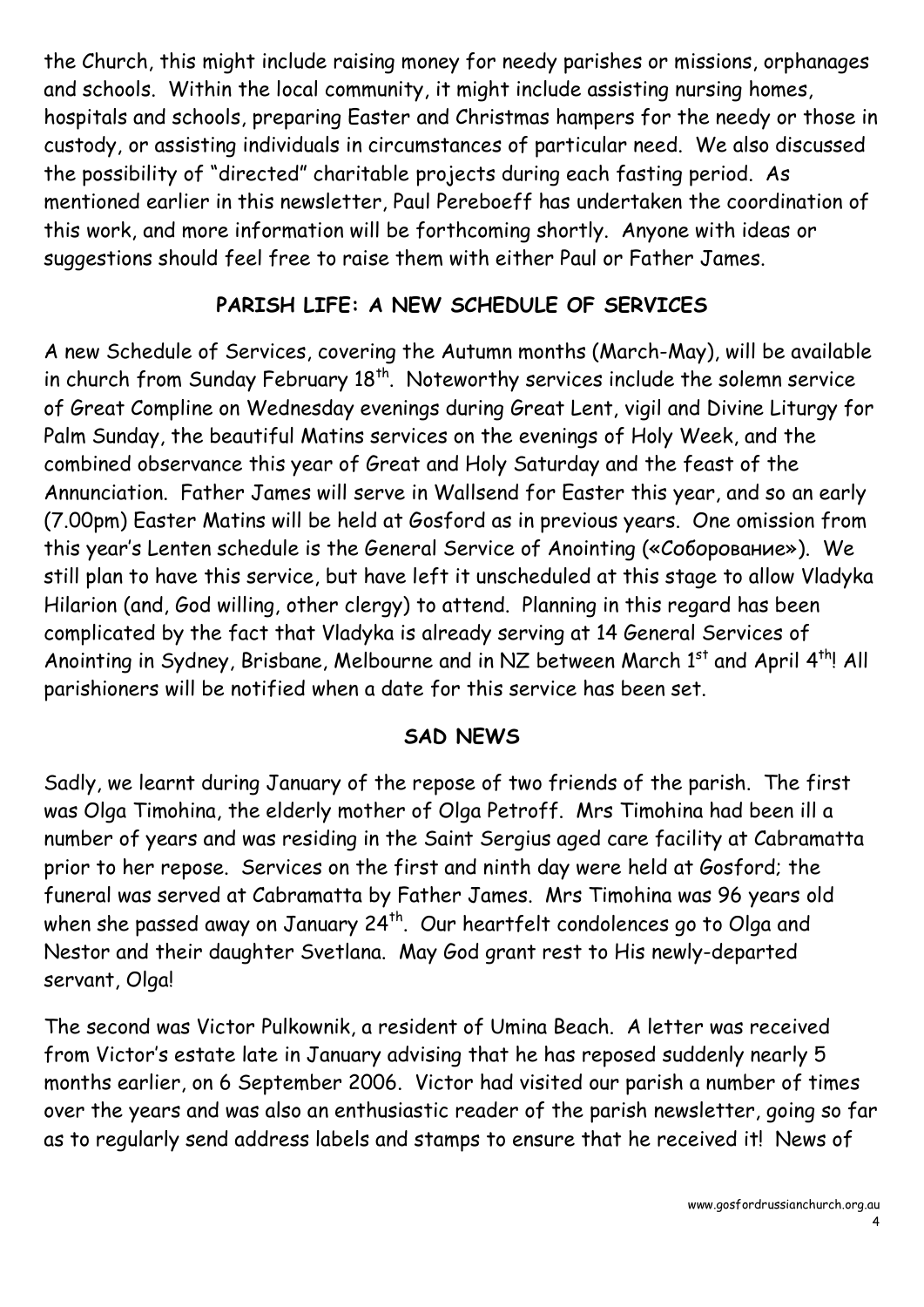the Church, this might include raising money for needy parishes or missions, orphanages and schools. Within the local community, it might include assisting nursing homes, hospitals and schools, preparing Easter and Christmas hampers for the needy or those in custody, or assisting individuals in circumstances of particular need. We also discussed the possibility of "directed" charitable projects during each fasting period. As mentioned earlier in this newsletter, Paul Pereboeff has undertaken the coordination of this work, and more information will be forthcoming shortly. Anyone with ideas or suggestions should feel free to raise them with either Paul or Father James.

## PARISH LIFE: A NEW SCHEDULE OF SERVICES

A new Schedule of Services, covering the Autumn months (March-May), will be available in church from Sunday February 18th. Noteworthy services include the solemn service of Great Compline on Wednesday evenings during Great Lent, vigil and Divine Liturgy for Palm Sunday, the beautiful Matins services on the evenings of Holy Week, and the combined observance this year of Great and Holy Saturday and the feast of the Annunciation. Father James will serve in Wallsend for Easter this year, and so an early (7.00pm) Easter Matins will be held at Gosford as in previous years. One omission from this year's Lenten schedule is the General Service of Anointing («Соборование»). We still plan to have this service, but have left it unscheduled at this stage to allow Vladyka Hilarion (and, God willing, other clergy) to attend. Planning in this regard has been complicated by the fact that Vladyka is already serving at 14 General Services of Anointing in Sydney, Brisbane, Melbourne and in NZ between March 1st and April 4th! All parishioners will be notified when a date for this service has been set.

## SAD NEWS

Sadly, we learnt during January of the repose of two friends of the parish. The first was Olga Timohina, the elderly mother of Olga Petroff. Mrs Timohina had been ill a number of years and was residing in the Saint Sergius aged care facility at Cabramatta prior to her repose. Services on the first and ninth day were held at Gosford; the funeral was served at Cabramatta by Father James. Mrs Timohina was 96 years old when she passed away on January 24th. Our heartfelt condolences go to Olga and Nestor and their daughter Svetlana. May God grant rest to His newly-departed servant, Olga!

The second was Victor Pulkownik, a resident of Umina Beach. A letter was received from Victor's estate late in January advising that he has reposed suddenly nearly 5 months earlier, on 6 September 2006. Victor had visited our parish a number of times over the years and was also an enthusiastic reader of the parish newsletter, going so far as to regularly send address labels and stamps to ensure that he received it! News of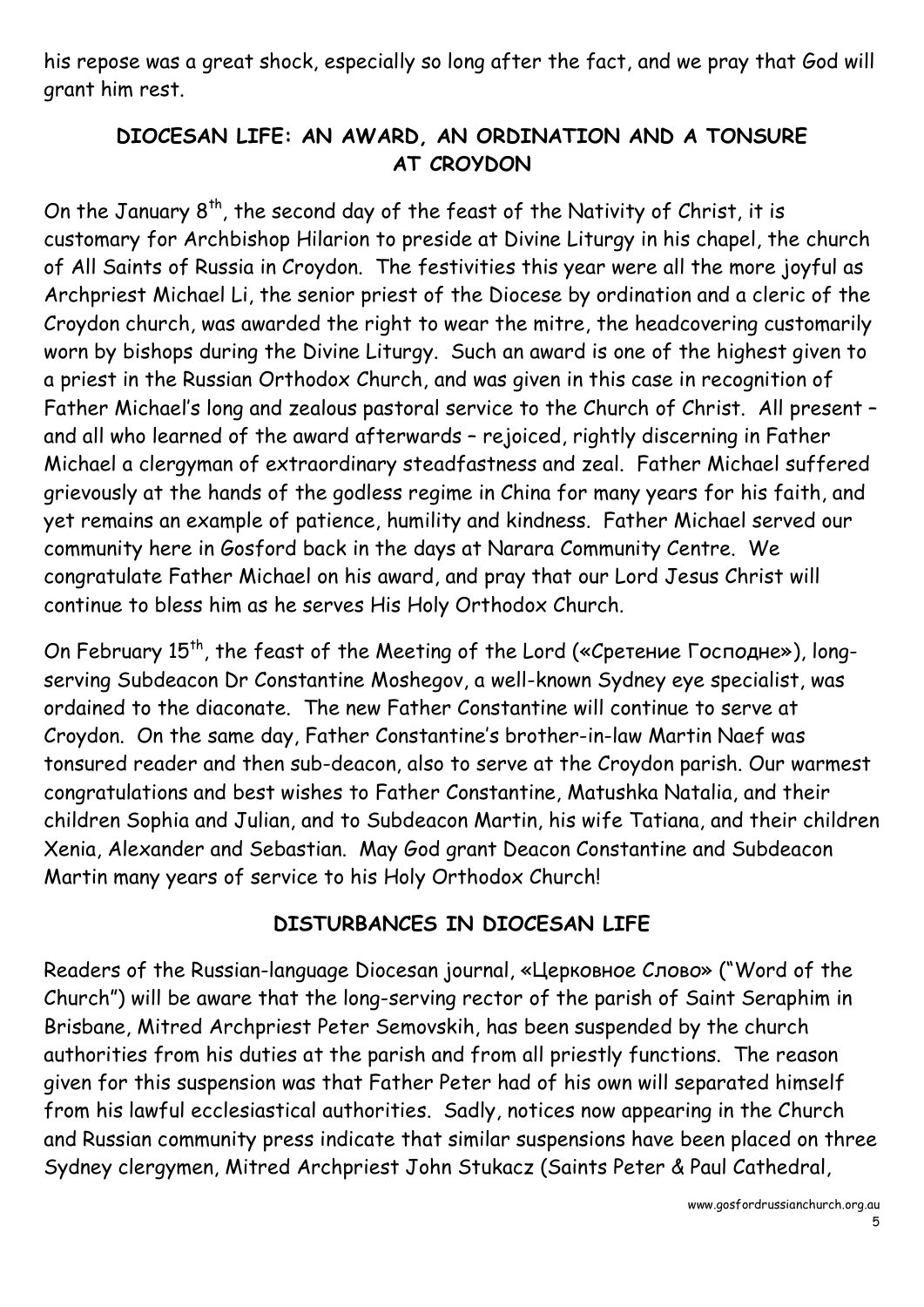his repose was a great shock, especially so long after the fact, and we pray that God will grant him rest.

## DIOCESAN LIFE: AN AWARD, AN ORDINATION AND A TONSURE AT CROYDON

On the January 8th, the second day of the feast of the Nativity of Christ, it is customary for Archbishop Hilarion to preside at Divine Liturgy in his chapel, the church of All Saints of Russia in Croydon. The festivities this year were all the more joyful as Archpriest Michael Li, the senior priest of the Diocese by ordination and a cleric of the Croydon church, was awarded the right to wear the mitre, the headcovering customarily worn by bishops during the Divine Liturgy. Such an award is one of the highest given to a priest in the Russian Orthodox Church, and was given in this case in recognition of Father Michael's long and zealous pastoral service to the Church of Christ. All present – and all who learned of the award afterwards – rejoiced, rightly discerning in Father Michael a clergyman of extraordinary steadfastness and zeal. Father Michael suffered grievously at the hands of the godless regime in China for many years for his faith, and yet remains an example of patience, humility and kindness. Father Michael served our community here in Gosford back in the days at Narara Community Centre. We congratulate Father Michael on his award, and pray that our Lord Jesus Christ will continue to bless him as he serves His Holy Orthodox Church.

On February 15th, the feast of the Meeting of the Lord («Сретение Господне»), long-serving Subdeacon Dr Constantine Moshegov, a well-known Sydney eye specialist, was ordained to the diaconate. The new Father Constantine will continue to serve at Croydon. On the same day, Father Constantine's brother-in-law Martin Naef was tonsured reader and then sub-deacon, also to serve at the Croydon parish. Our warmest congratulations and best wishes to Father Constantine, Matushka Natalia, and their children Sophia and Julian, and to Subdeacon Martin, his wife Tatiana, and their children Xenia, Alexander and Sebastian. May God grant Deacon Constantine and Subdeacon Martin many years of service to his Holy Orthodox Church!

## DISTURBANCES IN DIOCESAN LIFE

Readers of the Russian-language Diocesan journal, «Церковное Слово» ("Word of the Church") will be aware that the long-serving rector of the parish of Saint Seraphim in Brisbane, Mitred Archpriest Peter Semovskih, has been suspended by the church authorities from his duties at the parish and from all priestly functions. The reason given for this suspension was that Father Peter had of his own will separated himself from his lawful ecclesiastical authorities. Sadly, notices now appearing in the Church and Russian community press indicate that similar suspensions have been placed on three Sydney clergymen, Mitred Archpriest John Stukacz (Saints Peter & Paul Cathedral,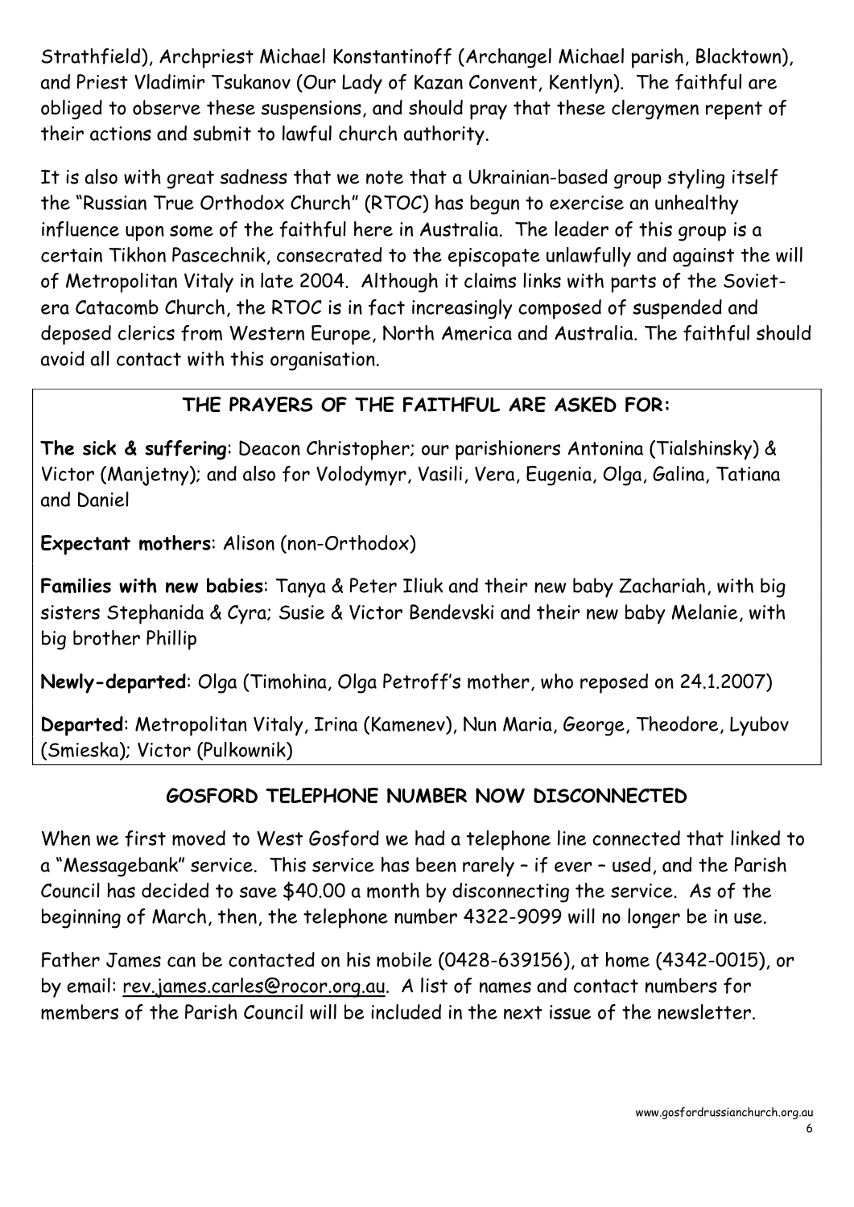Strathfield), Archpriest Michael Konstantinoff (Archangel Michael parish, Blacktown), and Priest Vladimir Tsukanov (Our Lady of Kazan Convent, Kentlyn). The faithful are obliged to observe these suspensions, and should pray that these clergymen repent of their actions and submit to lawful church authority.

It is also with great sadness that we note that a Ukrainian-based group styling itself the "Russian True Orthodox Church" (RTOC) has begun to exercise an unhealthy influence upon some of the faithful here in Australia. The leader of this group is a certain Tikhon Pascechnik, consecrated to the episcopate unlawfully and against the will of Metropolitan Vitaly in late 2004. Although it claims links with parts of the Soviet-era Catacomb Church, the RTOC is in fact increasingly composed of suspended and deposed clerics from Western Europe, North America and Australia. The faithful should avoid all contact with this organisation.

## THE PRAYERS OF THE FAITHFUL ARE ASKED FOR:

**The sick & suffering**: Deacon Christopher; our parishioners Antonina (Tialshinsky) & Victor (Manjetny); and also for Volodymyr, Vasili, Vera, Eugenia, Olga, Galina, Tatiana and Daniel

**Expectant mothers**: Alison (non-Orthodox)

**Families with new babies**: Tanya & Peter Iliuk and their new baby Zachariah, with big sisters Stephanida & Cyra; Susie & Victor Bendevski and their new baby Melanie, with big brother Phillip

**Newly-departed**: Olga (Timohina, Olga Petroff's mother, who reposed on 24.1.2007)

**Departed**: Metropolitan Vitaly, Irina (Kamenev), Nun Maria, George, Theodore, Lyubov (Smieska); Victor (Pulkownik)

## GOSFORD TELEPHONE NUMBER NOW DISCONNECTED

When we first moved to West Gosford we had a telephone line connected that linked to a "Messagebank" service. This service has been rarely – if ever – used, and the Parish Council has decided to save $40.00 a month by disconnecting the service. As of the beginning of March, then, the telephone number 4322-9099 will no longer be in use.

Father James can be contacted on his mobile (0428-639156), at home (4342-0015), or by email: rev.james.carles@rocor.org.au. A list of names and contact numbers for members of the Parish Council will be included in the next issue of the newsletter.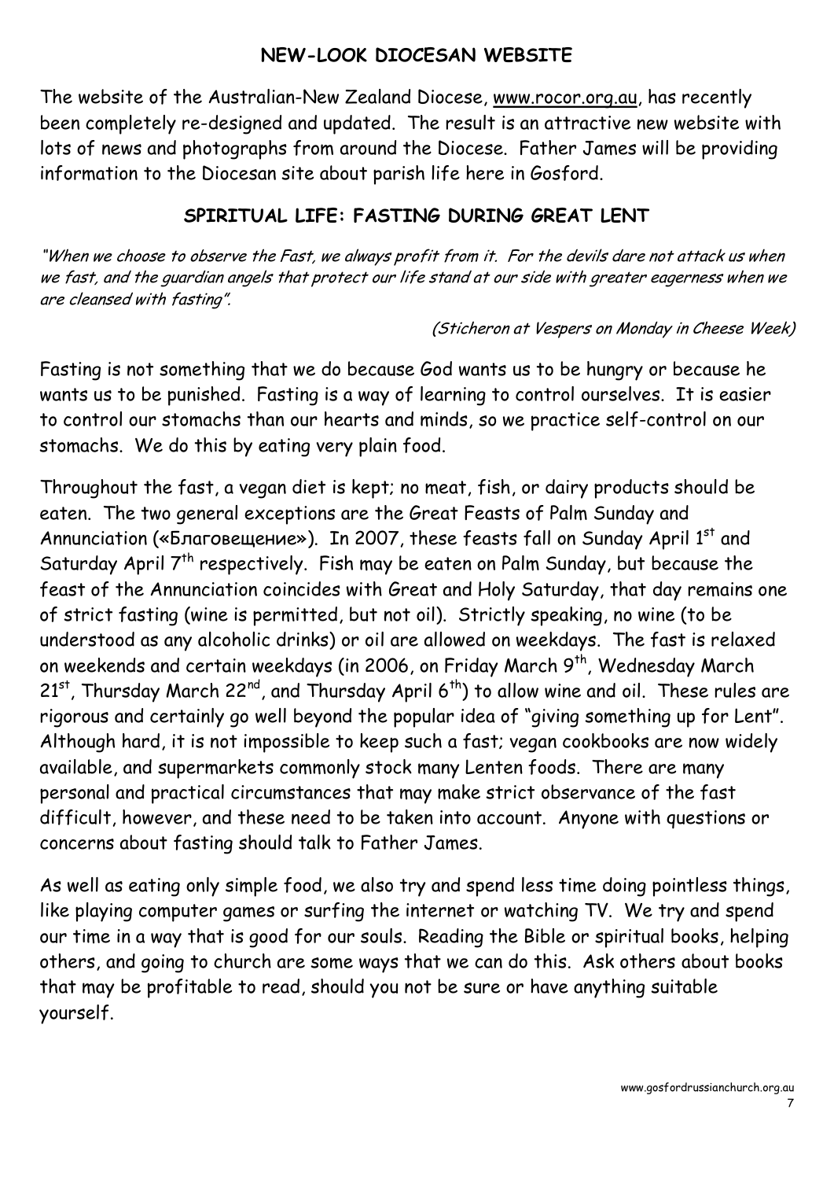## NEW-LOOK DIOCESAN WEBSITE

The website of the Australian-New Zealand Diocese, www.rocor.org.au, has recently been completely re-designed and updated. The result is an attractive new website with lots of news and photographs from around the Diocese. Father James will be providing information to the Diocesan site about parish life here in Gosford.

## SPIRITUAL LIFE: FASTING DURING GREAT LENT

*"When we choose to observe the Fast, we always profit from it. For the devils dare not attack us when we fast, and the guardian angels that protect our life stand at our side with greater eagerness when we are cleansed with fasting".*

*(Sticheron at Vespers on Monday in Cheese Week)*

Fasting is not something that we do because God wants us to be hungry or because he wants us to be punished. Fasting is a way of learning to control ourselves. It is easier to control our stomachs than our hearts and minds, so we practice self-control on our stomachs. We do this by eating very plain food.

Throughout the fast, a vegan diet is kept; no meat, fish, or dairy products should be eaten. The two general exceptions are the Great Feasts of Palm Sunday and Annunciation («Благовещение»). In 2007, these feasts fall on Sunday April 1st and Saturday April 7th respectively. Fish may be eaten on Palm Sunday, but because the feast of the Annunciation coincides with Great and Holy Saturday, that day remains one of strict fasting (wine is permitted, but not oil). Strictly speaking, no wine (to be understood as any alcoholic drinks) or oil are allowed on weekdays. The fast is relaxed on weekends and certain weekdays (in 2006, on Friday March 9th, Wednesday March 21st, Thursday March 22nd, and Thursday April 6th) to allow wine and oil. These rules are rigorous and certainly go well beyond the popular idea of "giving something up for Lent". Although hard, it is not impossible to keep such a fast; vegan cookbooks are now widely available, and supermarkets commonly stock many Lenten foods. There are many personal and practical circumstances that may make strict observance of the fast difficult, however, and these need to be taken into account. Anyone with questions or concerns about fasting should talk to Father James.

As well as eating only simple food, we also try and spend less time doing pointless things, like playing computer games or surfing the internet or watching TV. We try and spend our time in a way that is good for our souls. Reading the Bible or spiritual books, helping others, and going to church are some ways that we can do this. Ask others about books that may be profitable to read, should you not be sure or have anything suitable yourself.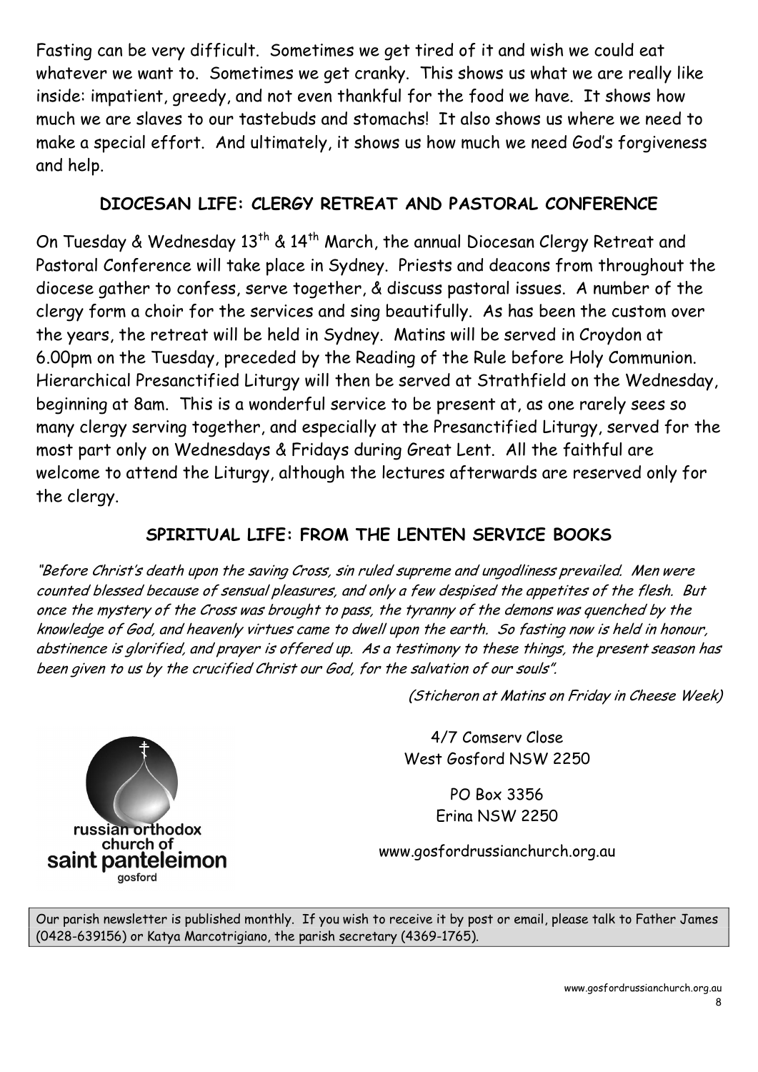Fasting can be very difficult. Sometimes we get tired of it and wish we could eat whatever we want to. Sometimes we get cranky. This shows us what we are really like inside: impatient, greedy, and not even thankful for the food we have. It shows how much we are slaves to our tastebuds and stomachs! It also shows us where we need to make a special effort. And ultimately, it shows us how much we need God's forgiveness and help.

## DIOCESAN LIFE: CLERGY RETREAT AND PASTORAL CONFERENCE

On Tuesday & Wednesday 13th & 14th March, the annual Diocesan Clergy Retreat and Pastoral Conference will take place in Sydney. Priests and deacons from throughout the diocese gather to confess, serve together, & discuss pastoral issues. A number of the clergy form a choir for the services and sing beautifully. As has been the custom over the years, the retreat will be held in Sydney. Matins will be served in Croydon at 6.00pm on the Tuesday, preceded by the Reading of the Rule before Holy Communion. Hierarchical Presanctified Liturgy will then be served at Strathfield on the Wednesday, beginning at 8am. This is a wonderful service to be present at, as one rarely sees so many clergy serving together, and especially at the Presanctified Liturgy, served for the most part only on Wednesdays & Fridays during Great Lent. All the faithful are welcome to attend the Liturgy, although the lectures afterwards are reserved only for the clergy.

## SPIRITUAL LIFE: FROM THE LENTEN SERVICE BOOKS

*"Before Christ's death upon the saving Cross, sin ruled supreme and ungodliness prevailed. Men were counted blessed because of sensual pleasures, and only a few despised the appetites of the flesh. But once the mystery of the Cross was brought to pass, the tyranny of the demons was quenched by the knowledge of God, and heavenly virtues came to dwell upon the earth. So fasting now is held in honour, abstinence is glorified, and prayer is offered up. As a testimony to these things, the present season has been given to us by the crucified Christ our God, for the salvation of our souls".*

*(Sticheron at Matins on Friday in Cheese Week)*

russian orthodox church of saint panteleimon gosford

4/7 Comserv Close
West Gosford NSW 2250

PO Box 3356
Erina NSW 2250

www.gosfordrussianchurch.org.au

Our parish newsletter is published monthly. If you wish to receive it by post or email, please talk to Father James (0428-639156) or Katya Marcotrigiano, the parish secretary (4369-1765).